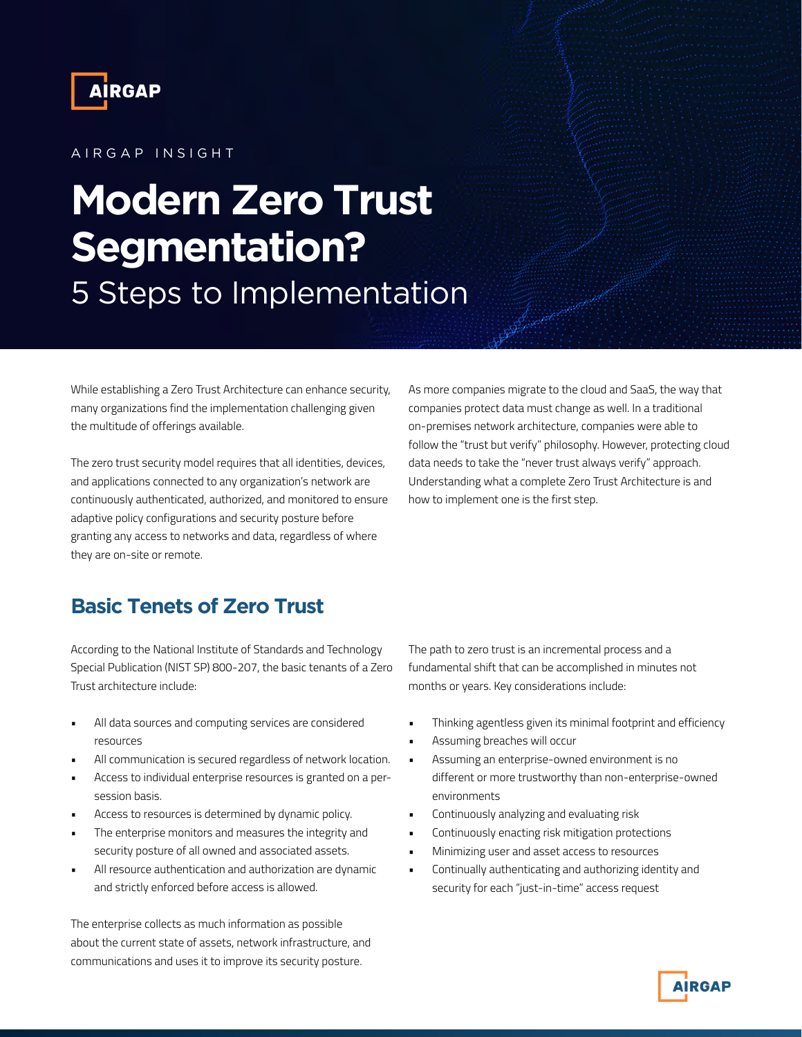AIRGAP

AIRGAP INSIGHT

# Modern Zero Trust Segmentation?

## 5 Steps to Implementation

While establishing a Zero Trust Architecture can enhance security, many organizations find the implementation challenging given the multitude of offerings available.

The zero trust security model requires that all identities, devices, and applications connected to any organization's network are continuously authenticated, authorized, and monitored to ensure adaptive policy configurations and security posture before granting any access to networks and data, regardless of where they are on-site or remote.

As more companies migrate to the cloud and SaaS, the way that companies protect data must change as well. In a traditional on-premises network architecture, companies were able to follow the "trust but verify" philosophy. However, protecting cloud data needs to take the "never trust always verify" approach. Understanding what a complete Zero Trust Architecture is and how to implement one is the first step.

## Basic Tenets of Zero Trust

According to the National Institute of Standards and Technology Special Publication (NIST SP) 800-207, the basic tenants of a Zero Trust architecture include:

- All data sources and computing services are considered resources
- All communication is secured regardless of network location.
- Access to individual enterprise resources is granted on a per-session basis.
- Access to resources is determined by dynamic policy.
- The enterprise monitors and measures the integrity and security posture of all owned and associated assets.
- All resource authentication and authorization are dynamic and strictly enforced before access is allowed.

The enterprise collects as much information as possible about the current state of assets, network infrastructure, and communications and uses it to improve its security posture.

The path to zero trust is an incremental process and a fundamental shift that can be accomplished in minutes not months or years. Key considerations include:

- Thinking agentless given its minimal footprint and efficiency
- Assuming breaches will occur
- Assuming an enterprise-owned environment is no different or more trustworthy than non-enterprise-owned environments
- Continuously analyzing and evaluating risk
- Continuously enacting risk mitigation protections
- Minimizing user and asset access to resources
- Continually authenticating and authorizing identity and security for each "just-in-time" access request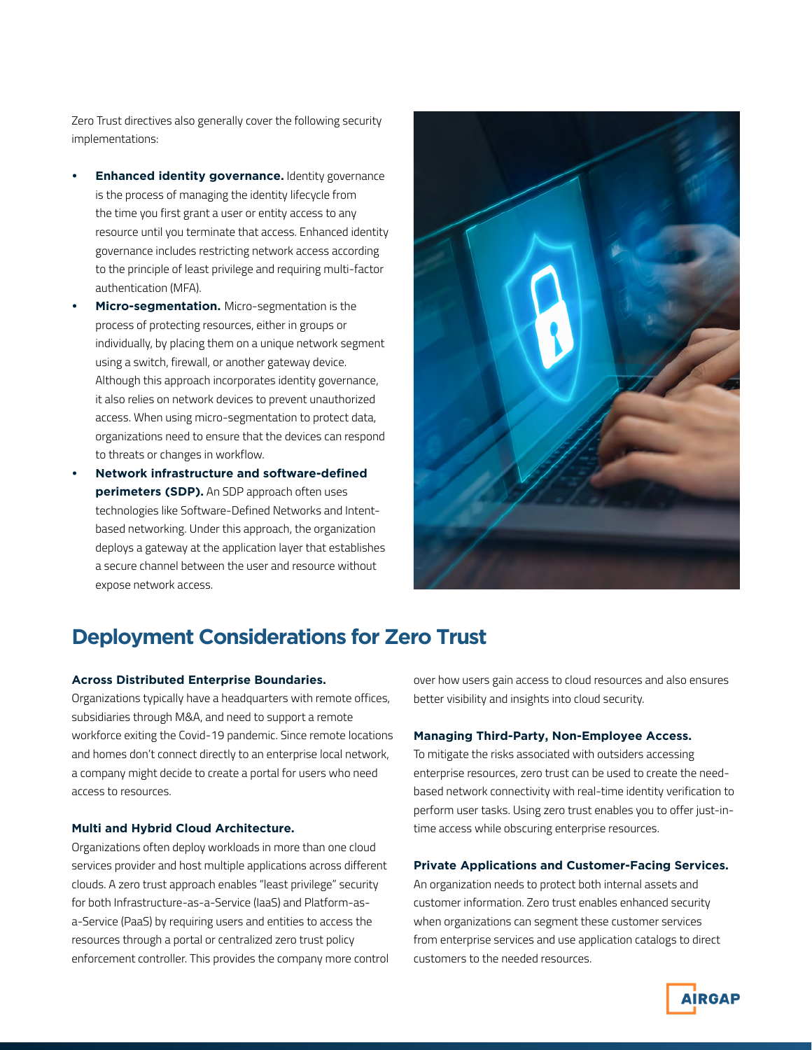Zero Trust directives also generally cover the following security implementations:

- **Enhanced identity governance.** Identity governance is the process of managing the identity lifecycle from the time you first grant a user or entity access to any resource until you terminate that access. Enhanced identity governance includes restricting network access according to the principle of least privilege and requiring multi-factor authentication (MFA).
- **Micro-segmentation.** Micro-segmentation is the process of protecting resources, either in groups or individually, by placing them on a unique network segment using a switch, firewall, or another gateway device. Although this approach incorporates identity governance, it also relies on network devices to prevent unauthorized access. When using micro-segmentation to protect data, organizations need to ensure that the devices can respond to threats or changes in workflow.
- **Network infrastructure and software-defined perimeters (SDP).** An SDP approach often uses technologies like Software-Defined Networks and Intent-based networking. Under this approach, the organization deploys a gateway at the application layer that establishes a secure channel between the user and resource without expose network access.

## Deployment Considerations for Zero Trust

**Across Distributed Enterprise Boundaries.**

Organizations typically have a headquarters with remote offices, subsidiaries through M&A, and need to support a remote workforce exiting the Covid-19 pandemic. Since remote locations and homes don't connect directly to an enterprise local network, a company might decide to create a portal for users who need access to resources.

**Multi and Hybrid Cloud Architecture.**

Organizations often deploy workloads in more than one cloud services provider and host multiple applications across different clouds. A zero trust approach enables "least privilege" security for both Infrastructure-as-a-Service (IaaS) and Platform-as-a-Service (PaaS) by requiring users and entities to access the resources through a portal or centralized zero trust policy enforcement controller. This provides the company more control over how users gain access to cloud resources and also ensures better visibility and insights into cloud security.

**Managing Third-Party, Non-Employee Access.**

To mitigate the risks associated with outsiders accessing enterprise resources, zero trust can be used to create the need-based network connectivity with real-time identity verification to perform user tasks. Using zero trust enables you to offer just-in-time access while obscuring enterprise resources.

**Private Applications and Customer-Facing Services.**

An organization needs to protect both internal assets and customer information. Zero trust enables enhanced security when organizations can segment these customer services from enterprise services and use application catalogs to direct customers to the needed resources.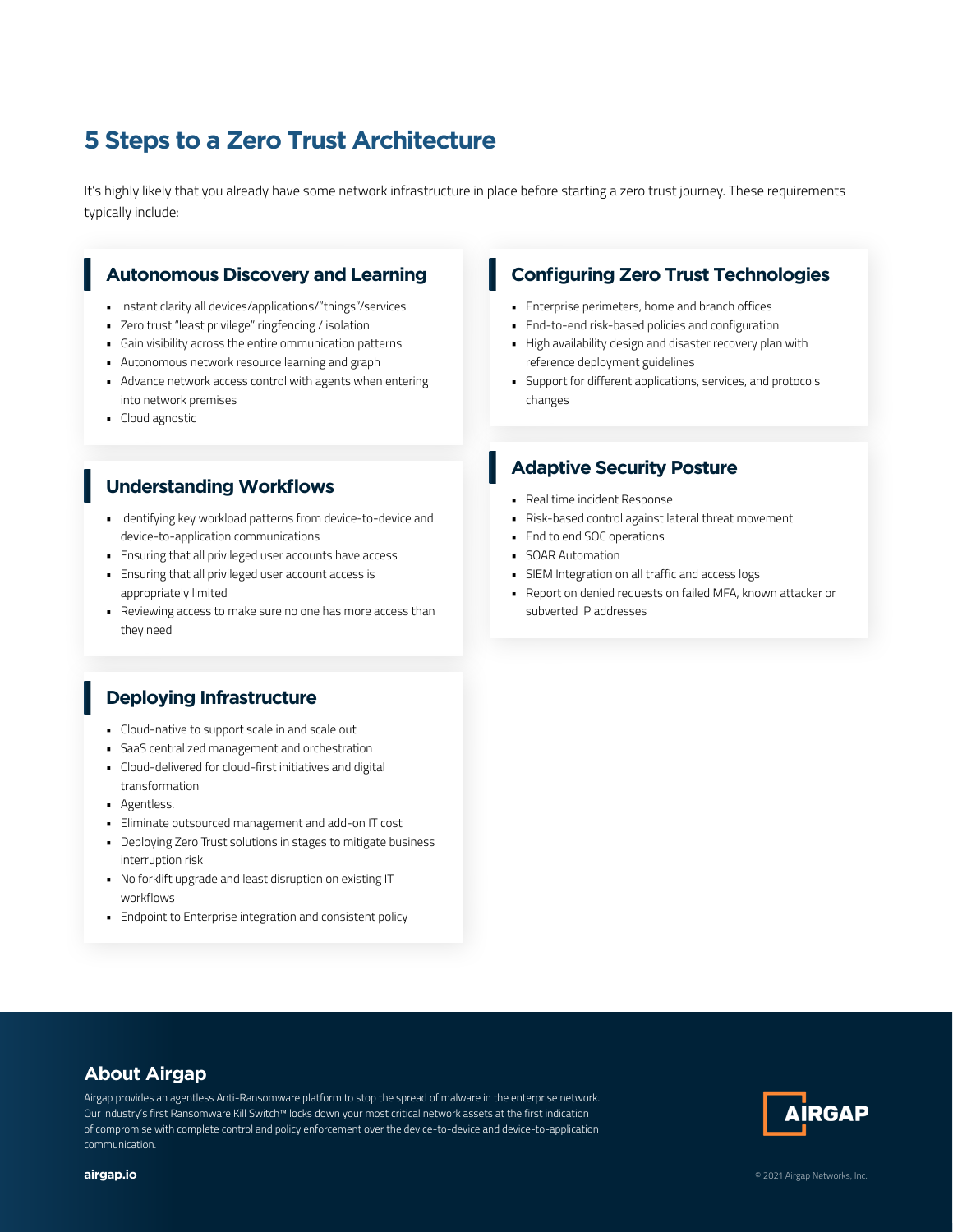## 5 Steps to a Zero Trust Architecture

It's highly likely that you already have some network infrastructure in place before starting a zero trust journey. These requirements typically include:

### Autonomous Discovery and Learning

- Instant clarity all devices/applications/"things"/services
- Zero trust "least privilege" ringfencing / isolation
- Gain visibility across the entire ommunication patterns
- Autonomous network resource learning and graph
- Advance network access control with agents when entering into network premises
- Cloud agnostic

### Understanding Workflows

- Identifying key workload patterns from device-to-device and device-to-application communications
- Ensuring that all privileged user accounts have access
- Ensuring that all privileged user account access is appropriately limited
- Reviewing access to make sure no one has more access than they need

### Deploying Infrastructure

- Cloud-native to support scale in and scale out
- SaaS centralized management and orchestration
- Cloud-delivered for cloud-first initiatives and digital transformation
- Agentless.
- Eliminate outsourced management and add-on IT cost
- Deploying Zero Trust solutions in stages to mitigate business interruption risk
- No forklift upgrade and least disruption on existing IT workflows
- Endpoint to Enterprise integration and consistent policy

### Configuring Zero Trust Technologies

- Enterprise perimeters, home and branch offices
- End-to-end risk-based policies and configuration
- High availability design and disaster recovery plan with reference deployment guidelines
- Support for different applications, services, and protocols changes

### Adaptive Security Posture

- Real time incident Response
- Risk-based control against lateral threat movement
- End to end SOC operations
- SOAR Automation
- SIEM Integration on all traffic and access logs
- Report on denied requests on failed MFA, known attacker or subverted IP addresses

## About Airgap

Airgap provides an agentless Anti-Ransomware platform to stop the spread of malware in the enterprise network. Our industry's first Ransomware Kill Switch™ locks down your most critical network assets at the first indication of compromise with complete control and policy enforcement over the device-to-device and device-to-application communication.

**airgap.io**

AIRGAP

© 2021 Airgap Networks, Inc.